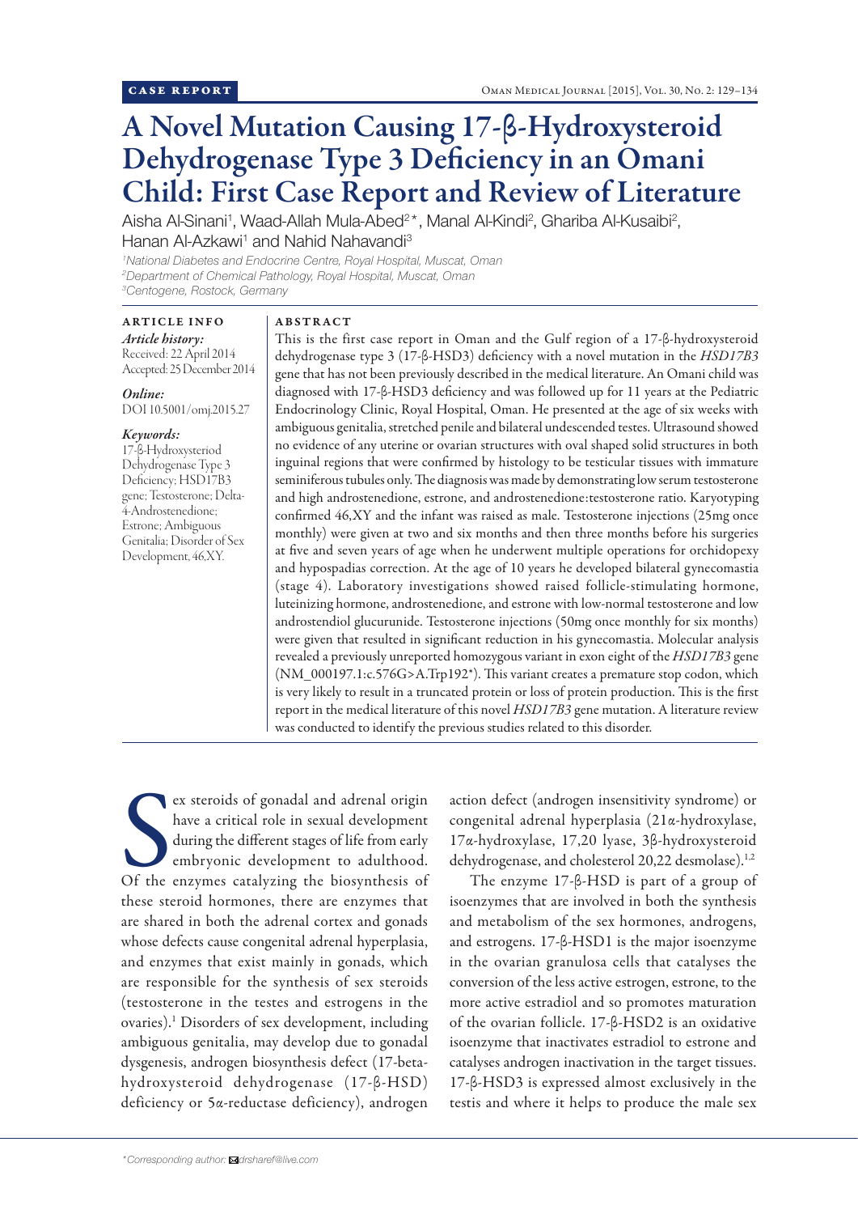CASE REPORT

# A Novel Mutation Causing 17-β-Hydroxysteroid Dehydrogenase Type 3 Deficiency in an Omani Child: First Case Report and Review of Literature

Aisha Al-Sinani[1], Waad-Allah Mula-Abed[2]*, Manal Al-Kindi[2], Ghariba Al-Kusaibi[2], Hanan Al-Azkawi[1] and Nahid Nahavandi[3]

[1]*National Diabetes and Endocrine Centre, Royal Hospital, Muscat, Oman*
[2]*Department of Chemical Pathology, Royal Hospital, Muscat, Oman*
[3]*Centogene, Rostock, Germany*

## ARTICLE INFO

*Article history:*
Received: 22 April 2014
Accepted: 25 December 2014

*Online:*
DOI 10.5001/omj.2015.27

*Keywords:*
17-ß-Hydroxysteriod Dehydrogenase Type 3 Deficiency; HSD17B3 gene; Testosterone; Delta-4-Androstenedione; Estrone; Ambiguous Genitalia; Disorder of Sex Development, 46,XY.

## ABSTRACT

This is the first case report in Oman and the Gulf region of a 17-β-hydroxysteroid dehydrogenase type 3 (17-β-HSD3) deficiency with a novel mutation in the *HSD17B3* gene that has not been previously described in the medical literature. An Omani child was diagnosed with 17-β-HSD3 deficiency and was followed up for 11 years at the Pediatric Endocrinology Clinic, Royal Hospital, Oman. He presented at the age of six weeks with ambiguous genitalia, stretched penile and bilateral undescended testes. Ultrasound showed no evidence of any uterine or ovarian structures with oval shaped solid structures in both inguinal regions that were confirmed by histology to be testicular tissues with immature seminiferous tubules only. The diagnosis was made by demonstrating low serum testosterone and high androstenedione, estrone, and androstenedione:testosterone ratio. Karyotyping confirmed 46,XY and the infant was raised as male. Testosterone injections (25mg once monthly) were given at two and six months and then three months before his surgeries at five and seven years of age when he underwent multiple operations for orchidopexy and hypospadias correction. At the age of 10 years he developed bilateral gynecomastia (stage 4). Laboratory investigations showed raised follicle-stimulating hormone, luteinizing hormone, androstenedione, and estrone with low-normal testosterone and low androstendiol glucurunide. Testosterone injections (50mg once monthly for six months) were given that resulted in significant reduction in his gynecomastia. Molecular analysis revealed a previously unreported homozygous variant in exon eight of the *HSD17B3* gene (NM_000197.1:c.576G>A.Trp192*). This variant creates a premature stop codon, which is very likely to result in a truncated protein or loss of protein production. This is the first report in the medical literature of this novel *HSD17B3* gene mutation. A literature review was conducted to identify the previous studies related to this disorder.

Sex steroids of gonadal and adrenal origin have a critical role in sexual development during the different stages of life from early embryonic development to adulthood. Of the enzymes catalyzing the biosynthesis of these steroid hormones, there are enzymes that are shared in both the adrenal cortex and gonads whose defects cause congenital adrenal hyperplasia, and enzymes that exist mainly in gonads, which are responsible for the synthesis of sex steroids (testosterone in the testes and estrogens in the ovaries).[1] Disorders of sex development, including ambiguous genitalia, may develop due to gonadal dysgenesis, androgen biosynthesis defect (17-beta-hydroxysteroid dehydrogenase (17-β-HSD) deficiency or 5α-reductase deficiency), androgen action defect (androgen insensitivity syndrome) or congenital adrenal hyperplasia (21α-hydroxylase, 17α-hydroxylase, 17,20 lyase, 3β-hydroxysteroid dehydrogenase, and cholesterol 20,22 desmolase).[1,2]

The enzyme 17-β-HSD is part of a group of isoenzymes that are involved in both the synthesis and metabolism of the sex hormones, androgens, and estrogens. 17-β-HSD1 is the major isoenzyme in the ovarian granulosa cells that catalyses the conversion of the less active estrogen, estrone, to the more active estradiol and so promotes maturation of the ovarian follicle. 17-β-HSD2 is an oxidative isoenzyme that inactivates estradiol to estrone and catalyses androgen inactivation in the target tissues. 17-β-HSD3 is expressed almost exclusively in the testis and where it helps to produce the male sex

*\*Corresponding author: drsharef@live.com*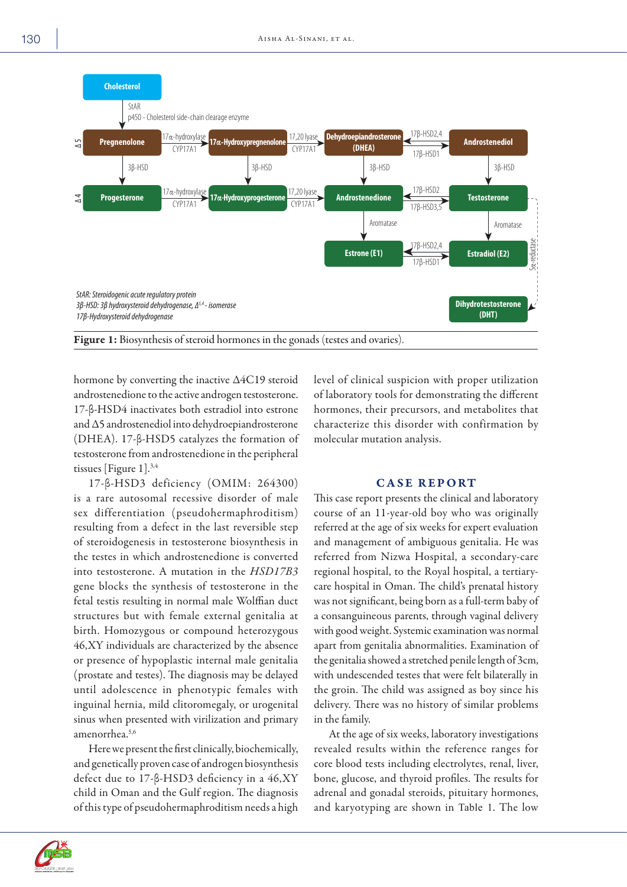**Figure 1:** Biosynthesis of steroid hormones in the gonads (testes and ovaries).

hormone by converting the inactive Δ4C19 steroid androstenedione to the active androgen testosterone. 17-β-HSD4 inactivates both estradiol into estrone and Δ5 androstenediol into dehydroepiandrosterone (DHEA). 17-β-HSD5 catalyzes the formation of testosterone from androstenedione in the peripheral tissues [Figure 1].[3,4]

17-β-HSD3 deficiency (OMIM: 264300) is a rare autosomal recessive disorder of male sex differentiation (pseudohermaphroditism) resulting from a defect in the last reversible step of steroidogenesis in testosterone biosynthesis in the testes in which androstenedione is converted into testosterone. A mutation in the *HSD17B3* gene blocks the synthesis of testosterone in the fetal testis resulting in normal male Wolffian duct structures but with female external genitalia at birth. Homozygous or compound heterozygous 46,XY individuals are characterized by the absence or presence of hypoplastic internal male genitalia (prostate and testes). The diagnosis may be delayed until adolescence in phenotypic females with inguinal hernia, mild clitoromegaly, or urogenital sinus when presented with virilization and primary amenorrhea.[5,6]

Here we present the first clinically, biochemically, and genetically proven case of androgen biosynthesis defect due to 17-β-HSD3 deficiency in a 46,XY child in Oman and the Gulf region. The diagnosis of this type of pseudohermaphroditism needs a high level of clinical suspicion with proper utilization of laboratory tools for demonstrating the different hormones, their precursors, and metabolites that characterize this disorder with confirmation by molecular mutation analysis.

## CASE REPORT

This case report presents the clinical and laboratory course of an 11-year-old boy who was originally referred at the age of six weeks for expert evaluation and management of ambiguous genitalia. He was referred from Nizwa Hospital, a secondary-care regional hospital, to the Royal hospital, a tertiary-care hospital in Oman. The child's prenatal history was not significant, being born as a full-term baby of a consanguineous parents, through vaginal delivery with good weight. Systemic examination was normal apart from genitalia abnormalities. Examination of the genitalia showed a stretched penile length of 3cm, with undescended testes that were felt bilaterally in the groin. The child was assigned as boy since his delivery. There was no history of similar problems in the family.

At the age of six weeks, laboratory investigations revealed results within the reference ranges for core blood tests including electrolytes, renal, liver, bone, glucose, and thyroid profiles. The results for adrenal and gonadal steroids, pituitary hormones, and karyotyping are shown in Table 1. The low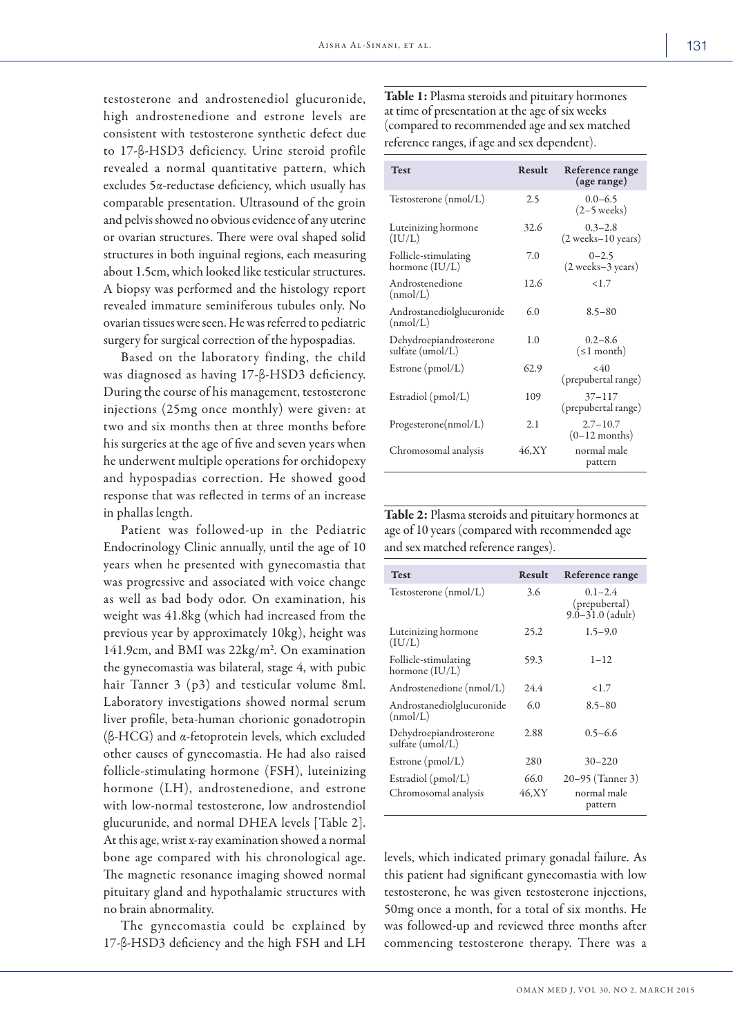testosterone and androstenediol glucuronide, high androstenedione and estrone levels are consistent with testosterone synthetic defect due to 17-β-HSD3 deficiency. Urine steroid profile revealed a normal quantitative pattern, which excludes 5α-reductase deficiency, which usually has comparable presentation. Ultrasound of the groin and pelvis showed no obvious evidence of any uterine or ovarian structures. There were oval shaped solid structures in both inguinal regions, each measuring about 1.5cm, which looked like testicular structures. A biopsy was performed and the histology report revealed immature seminiferous tubules only. No ovarian tissues were seen. He was referred to pediatric surgery for surgical correction of the hypospadias.

Based on the laboratory finding, the child was diagnosed as having 17-β-HSD3 deficiency. During the course of his management, testosterone injections (25mg once monthly) were given: at two and six months then at three months before his surgeries at the age of five and seven years when he underwent multiple operations for orchidopexy and hypospadias correction. He showed good response that was reflected in terms of an increase in phallas length.

Patient was followed-up in the Pediatric Endocrinology Clinic annually, until the age of 10 years when he presented with gynecomastia that was progressive and associated with voice change as well as bad body odor. On examination, his weight was 41.8kg (which had increased from the previous year by approximately 10kg), height was 141.9cm, and BMI was 22kg/m$^2$. On examination the gynecomastia was bilateral, stage 4, with pubic hair Tanner 3 (p3) and testicular volume 8ml. Laboratory investigations showed normal serum liver profile, beta-human chorionic gonadotropin (β-HCG) and α-fetoprotein levels, which excluded other causes of gynecomastia. He had also raised follicle-stimulating hormone (FSH), luteinizing hormone (LH), androstenedione, and estrone with low-normal testosterone, low androstendiol glucurunide, and normal DHEA levels [Table 2]. At this age, wrist x-ray examination showed a normal bone age compared with his chronological age. The magnetic resonance imaging showed normal pituitary gland and hypothalamic structures with no brain abnormality.

The gynecomastia could be explained by 17-β-HSD3 deficiency and the high FSH and LH levels, which indicated primary gonadal failure. As this patient had significant gynecomastia with low testosterone, he was given testosterone injections, 50mg once a month, for a total of six months. He was followed-up and reviewed three months after commencing testosterone therapy. There was a

**Table 1:** Plasma steroids and pituitary hormones at time of presentation at the age of six weeks (compared to recommended age and sex matched reference ranges, if age and sex dependent).

| Test | Result | Reference range (age range) |
|---|---|---|
| Testosterone (nmol/L) | 2.5 | 0.0–6.5 (2–5 weeks) |
| Luteinizing hormone (IU/L) | 32.6 | 0.3–2.8 (2 weeks–10 years) |
| Follicle-stimulating hormone (IU/L) | 7.0 | 0–2.5 (2 weeks–3 years) |
| Androstenedione (nmol/L) | 12.6 | <1.7 |
| Androstanediolglucuronide (nmol/L) | 6.0 | 8.5–80 |
| Dehydroepiandrosterone sulfate (umol/L) | 1.0 | 0.2–8.6 (≤1 month) |
| Estrone (pmol/L) | 62.9 | <40 (prepubertal range) |
| Estradiol (pmol/L) | 109 | 37–117 (prepubertal range) |
| Progesterone(nmol/L) | 2.1 | 2.7–10.7 (0–12 months) |
| Chromosomal analysis | 46,XY | normal male pattern |

**Table 2:** Plasma steroids and pituitary hormones at age of 10 years (compared with recommended age and sex matched reference ranges).

| Test | Result | Reference range |
|---|---|---|
| Testosterone (nmol/L) | 3.6 | 0.1–2.4 (prepubertal) 9.0–31.0 (adult) |
| Luteinizing hormone (IU/L) | 25.2 | 1.5–9.0 |
| Follicle-stimulating hormone (IU/L) | 59.3 | 1–12 |
| Androstenedione (nmol/L) | 24.4 | <1.7 |
| Androstanediolglucuronide (nmol/L) | 6.0 | 8.5–80 |
| Dehydroepiandrosterone sulfate (umol/L) | 2.88 | 0.5–6.6 |
| Estrone (pmol/L) | 280 | 30–220 |
| Estradiol (pmol/L) | 66.0 | 20–95 (Tanner 3) |
| Chromosomal analysis | 46,XY | normal male pattern |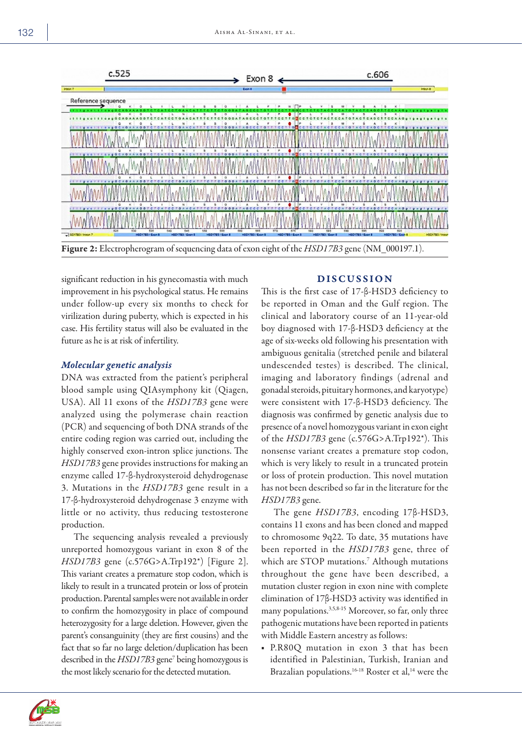**Figure 2:** Electropherogram of sequencing data of exon eight of the *HSD17B3* gene (NM_000197.1).

significant reduction in his gynecomastia with much improvement in his psychological status. He remains under follow-up every six months to check for virilization during puberty, which is expected in his case. His fertility status will also be evaluated in the future as he is at risk of infertility.

### *Molecular genetic analysis*

DNA was extracted from the patient's peripheral blood sample using QIAsymphony kit (Qiagen, USA). All 11 exons of the *HSD17B3* gene were analyzed using the polymerase chain reaction (PCR) and sequencing of both DNA strands of the entire coding region was carried out, including the highly conserved exon-intron splice junctions. The *HSD17B3* gene provides instructions for making an enzyme called 17-β-hydroxysteroid dehydrogenase 3. Mutations in the *HSD17B3* gene result in a 17-β-hydroxysteroid dehydrogenase 3 enzyme with little or no activity, thus reducing testosterone production.

The sequencing analysis revealed a previously unreported homozygous variant in exon 8 of the *HSD17B3* gene (c.576G>A.Trp192*) [Figure 2]. This variant creates a premature stop codon, which is likely to result in a truncated protein or loss of protein production. Parental samples were not available in order to confirm the homozygosity in place of compound heterozygosity for a large deletion. However, given the parent's consanguinity (they are first cousins) and the fact that so far no large deletion/duplication has been described in the *HSD17B3* gene[7] being homozygous is the most likely scenario for the detected mutation.

## DISCUSSION

This is the first case of 17-β-HSD3 deficiency to be reported in Oman and the Gulf region. The clinical and laboratory course of an 11-year-old boy diagnosed with 17-β-HSD3 deficiency at the age of six-weeks old following his presentation with ambiguous genitalia (stretched penile and bilateral undescended testes) is described. The clinical, imaging and laboratory findings (adrenal and gonadal steroids, pituitary hormones, and karyotype) were consistent with 17-β-HSD3 deficiency. The diagnosis was confirmed by genetic analysis due to presence of a novel homozygous variant in exon eight of the *HSD17B3* gene (c.576G>A.Trp192*). This nonsense variant creates a premature stop codon, which is very likely to result in a truncated protein or loss of protein production. This novel mutation has not been described so far in the literature for the *HSD17B3* gene.

The gene *HSD17B3*, encoding 17β-HSD3, contains 11 exons and has been cloned and mapped to chromosome 9q22. To date, 35 mutations have been reported in the *HSD17B3* gene, three of which are STOP mutations.[7] Although mutations throughout the gene have been described, a mutation cluster region in exon nine with complete elimination of 17β-HSD3 activity was identified in many populations.[3,5,8-15] Moreover, so far, only three pathogenic mutations have been reported in patients with Middle Eastern ancestry as follows:

- P.R80Q mutation in exon 3 that has been identified in Palestinian, Turkish, Iranian and Brazilian populations.[16-18] Roster et al,[14] were the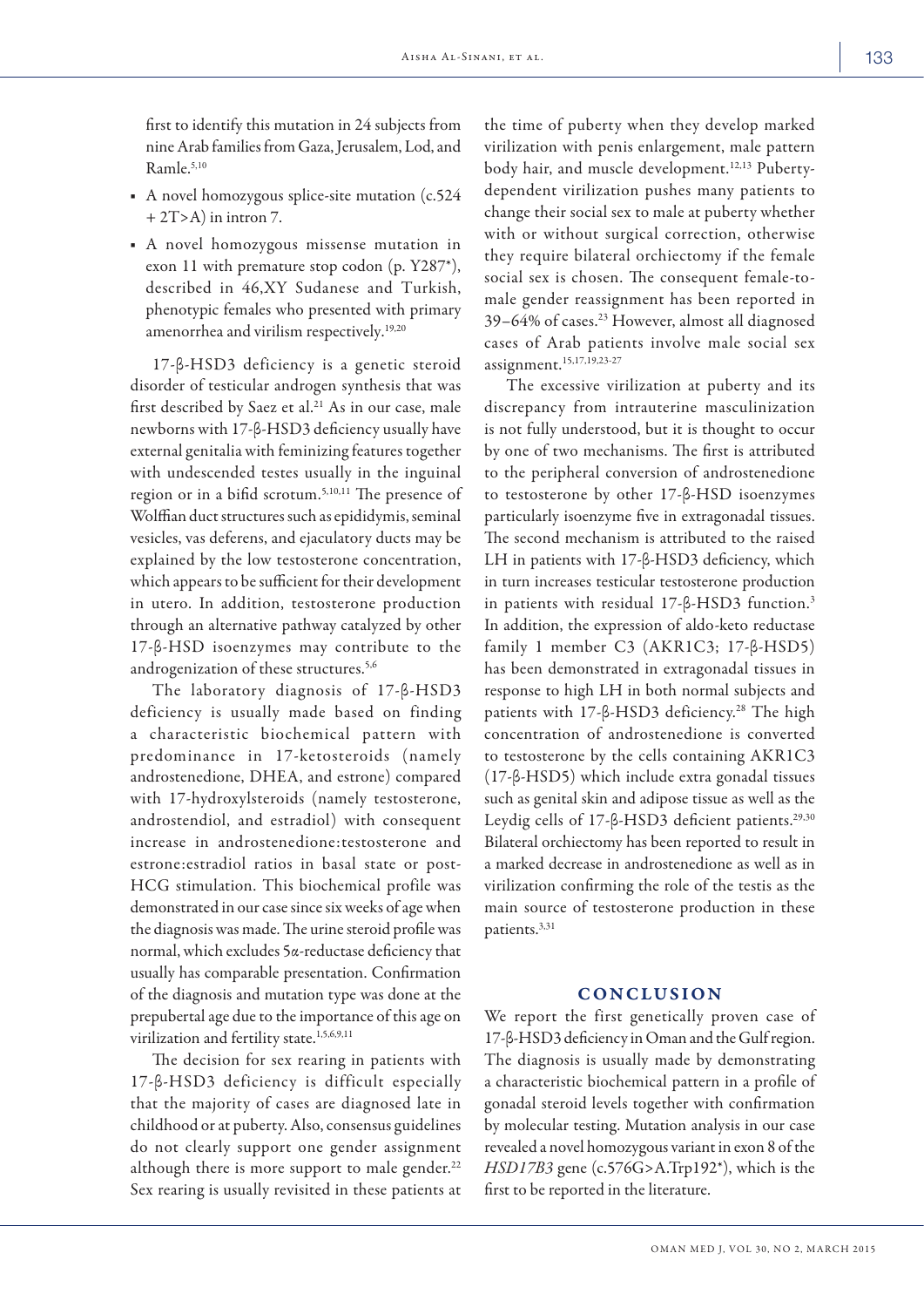first to identify this mutation in 24 subjects from nine Arab families from Gaza, Jerusalem, Lod, and Ramle.[5,10]

- A novel homozygous splice-site mutation (c.524 + 2T>A) in intron 7.
- A novel homozygous missense mutation in exon 11 with premature stop codon (p. Y287*), described in 46,XY Sudanese and Turkish, phenotypic females who presented with primary amenorrhea and virilism respectively.[19,20]

17-β-HSD3 deficiency is a genetic steroid disorder of testicular androgen synthesis that was first described by Saez et al.[21] As in our case, male newborns with 17-β-HSD3 deficiency usually have external genitalia with feminizing features together with undescended testes usually in the inguinal region or in a bifid scrotum.[5,10,11] The presence of Wolffian duct structures such as epididymis, seminal vesicles, vas deferens, and ejaculatory ducts may be explained by the low testosterone concentration, which appears to be sufficient for their development in utero. In addition, testosterone production through an alternative pathway catalyzed by other 17-β-HSD isoenzymes may contribute to the androgenization of these structures.[5,6]

The laboratory diagnosis of 17-β-HSD3 deficiency is usually made based on finding a characteristic biochemical pattern with predominance in 17-ketosteroids (namely androstenedione, DHEA, and estrone) compared with 17-hydroxylsteroids (namely testosterone, androstendiol, and estradiol) with consequent increase in androstenedione:testosterone and estrone:estradiol ratios in basal state or post-HCG stimulation. This biochemical profile was demonstrated in our case since six weeks of age when the diagnosis was made. The urine steroid profile was normal, which excludes 5α-reductase deficiency that usually has comparable presentation. Confirmation of the diagnosis and mutation type was done at the prepubertal age due to the importance of this age on virilization and fertility state.[1,5,6,9,11]

The decision for sex rearing in patients with 17-β-HSD3 deficiency is difficult especially that the majority of cases are diagnosed late in childhood or at puberty. Also, consensus guidelines do not clearly support one gender assignment although there is more support to male gender.[22] Sex rearing is usually revisited in these patients at the time of puberty when they develop marked virilization with penis enlargement, male pattern body hair, and muscle development.[12,13] Puberty-dependent virilization pushes many patients to change their social sex to male at puberty whether with or without surgical correction, otherwise they require bilateral orchiectomy if the female social sex is chosen. The consequent female-to-male gender reassignment has been reported in 39–64% of cases.[23] However, almost all diagnosed cases of Arab patients involve male social sex assignment.[15,17,19,23-27]

The excessive virilization at puberty and its discrepancy from intrauterine masculinization is not fully understood, but it is thought to occur by one of two mechanisms. The first is attributed to the peripheral conversion of androstenedione to testosterone by other 17-β-HSD isoenzymes particularly isoenzyme five in extragonadal tissues. The second mechanism is attributed to the raised LH in patients with 17-β-HSD3 deficiency, which in turn increases testicular testosterone production in patients with residual 17-β-HSD3 function.[3] In addition, the expression of aldo-keto reductase family 1 member C3 (AKR1C3; 17-β-HSD5) has been demonstrated in extragonadal tissues in response to high LH in both normal subjects and patients with 17-β-HSD3 deficiency.[28] The high concentration of androstenedione is converted to testosterone by the cells containing AKR1C3 (17-β-HSD5) which include extra gonadal tissues such as genital skin and adipose tissue as well as the Leydig cells of 17-β-HSD3 deficient patients.[29,30] Bilateral orchiectomy has been reported to result in a marked decrease in androstenedione as well as in virilization confirming the role of the testis as the main source of testosterone production in these patients.[3,31]

## CONCLUSION

We report the first genetically proven case of 17-β-HSD3 deficiency in Oman and the Gulf region. The diagnosis is usually made by demonstrating a characteristic biochemical pattern in a profile of gonadal steroid levels together with confirmation by molecular testing. Mutation analysis in our case revealed a novel homozygous variant in exon 8 of the *HSD17B3* gene (c.576G>A.Trp192*), which is the first to be reported in the literature.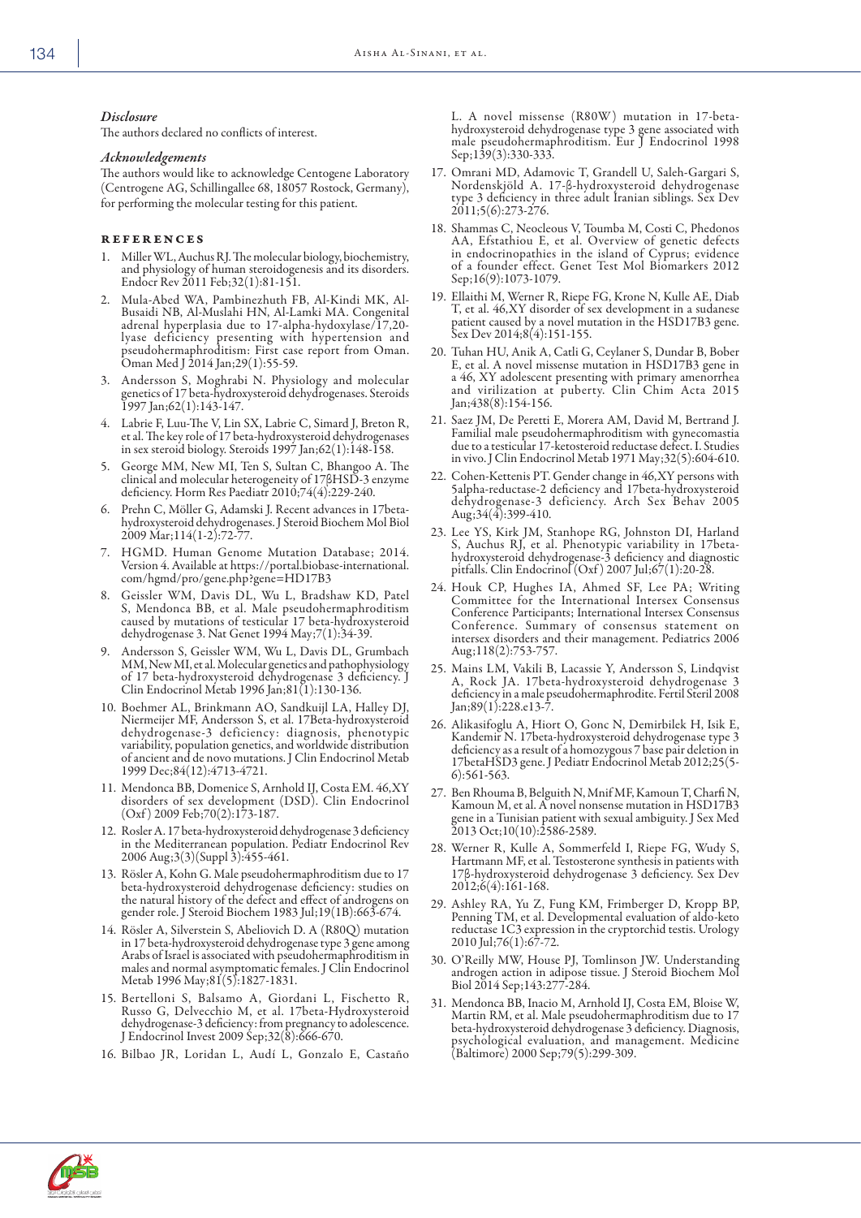### *Disclosure*

The authors declared no conflicts of interest.

### *Acknowledgements*

The authors would like to acknowledge Centogene Laboratory (Centrogene AG, Schillingallee 68, 18057 Rostock, Germany), for performing the molecular testing for this patient.

## REFERENCES

1. Miller WL, Auchus RJ. The molecular biology, biochemistry, and physiology of human steroidogenesis and its disorders. Endocr Rev 2011 Feb;32(1):81-151.
2. Mula-Abed WA, Pambinezhuth FB, Al-Kindi MK, Al-Busaidi NB, Al-Muslahi HN, Al-Lamki MA. Congenital adrenal hyperplasia due to 17-alpha-hydoxylase/17,20-lyase deficiency presenting with hypertension and pseudohermaphroditism: First case report from Oman. Oman Med J 2014 Jan;29(1):55-59.
3. Andersson S, Moghrabi N. Physiology and molecular genetics of 17 beta-hydroxysteroid dehydrogenases. Steroids 1997 Jan;62(1):143-147.
4. Labrie F, Luu-The V, Lin SX, Labrie C, Simard J, Breton R, et al. The key role of 17 beta-hydroxysteroid dehydrogenases in sex steroid biology. Steroids 1997 Jan;62(1):148-158.
5. George MM, New MI, Ten S, Sultan C, Bhangoo A. The clinical and molecular heterogeneity of 17βHSD-3 enzyme deficiency. Horm Res Paediatr 2010;74(4):229-240.
6. Prehn C, Möller G, Adamski J. Recent advances in 17beta-hydroxysteroid dehydrogenases. J Steroid Biochem Mol Biol 2009 Mar;114(1-2):72-77.
7. HGMD. Human Genome Mutation Database; 2014. Version 4. Available at https://portal.biobase-international.com/hgmd/pro/gene.php?gene=HD17B3
8. Geissler WM, Davis DL, Wu L, Bradshaw KD, Patel S, Mendonca BB, et al. Male pseudohermaphroditism caused by mutations of testicular 17 beta-hydroxysteroid dehydrogenase 3. Nat Genet 1994 May;7(1):34-39.
9. Andersson S, Geissler WM, Wu L, Davis DL, Grumbach MM, New MI, et al. Molecular genetics and pathophysiology of 17 beta-hydroxysteroid dehydrogenase 3 deficiency. J Clin Endocrinol Metab 1996 Jan;81(1):130-136.
10. Boehmer AL, Brinkmann AO, Sandkuijl LA, Halley DJ, Niermeijer MF, Andersson S, et al. 17Beta-hydroxysteroid dehydrogenase-3 deficiency: diagnosis, phenotypic variability, population genetics, and worldwide distribution of ancient and de novo mutations. J Clin Endocrinol Metab 1999 Dec;84(12):4713-4721.
11. Mendonca BB, Domenice S, Arnhold IJ, Costa EM. 46,XY disorders of sex development (DSD). Clin Endocrinol (Oxf) 2009 Feb;70(2):173-187.
12. Rosler A. 17 beta-hydroxysteroid dehydrogenase 3 deficiency in the Mediterranean population. Pediatr Endocrinol Rev 2006 Aug;3(3)(Suppl 3):455-461.
13. Rösler A, Kohn G. Male pseudohermaphroditism due to 17 beta-hydroxysteroid dehydrogenase deficiency: studies on the natural history of the defect and effect of androgens on gender role. J Steroid Biochem 1983 Jul;19(1B):663-674.
14. Rösler A, Silverstein S, Abeliovich D. A (R80Q) mutation in 17 beta-hydroxysteroid dehydrogenase type 3 gene among Arabs of Israel is associated with pseudohermaphroditism in males and normal asymptomatic females. J Clin Endocrinol Metab 1996 May;81(5):1827-1831.
15. Bertelloni S, Balsamo A, Giordani L, Fischetto R, Russo G, Delvecchio M, et al. 17beta-Hydroxysteroid dehydrogenase-3 deficiency: from pregnancy to adolescence. J Endocrinol Invest 2009 Sep;32(8):666-670.
16. Bilbao JR, Loridan L, Audí L, Gonzalo E, Castaño L. A novel missense (R80W) mutation in 17-beta-hydroxysteroid dehydrogenase type 3 gene associated with male pseudohermaphroditism. Eur J Endocrinol 1998 Sep;139(3):330-333.
17. Omrani MD, Adamovic T, Grandell U, Saleh-Gargari S, Nordenskjöld A. 17-β-hydroxysteroid dehydrogenase type 3 deficiency in three adult Iranian siblings. Sex Dev 2011;5(6):273-276.
18. Shammas C, Neocleous V, Toumba M, Costi C, Phedonos AA, Efstathiou E, et al. Overview of genetic defects in endocrinopathies in the island of Cyprus; evidence of a founder effect. Genet Test Mol Biomarkers 2012 Sep;16(9):1073-1079.
19. Ellaithi M, Werner R, Riepe FG, Krone N, Kulle AE, Diab T, et al. 46,XY disorder of sex development in a sudanese patient caused by a novel mutation in the HSD17B3 gene. Sex Dev 2014;8(4):151-155.
20. Tuhan HU, Anik A, Catli G, Ceylaner S, Dundar B, Bober E, et al. A novel missense mutation in HSD17B3 gene in a 46, XY adolescent presenting with primary amenorrhea and virilization at puberty. Clin Chim Acta 2015 Jan;438(8):154-156.
21. Saez JM, De Peretti E, Morera AM, David M, Bertrand J. Familial male pseudohermaphroditism with gynecomastia due to a testicular 17-ketosteroid reductase defect. I. Studies in vivo. J Clin Endocrinol Metab 1971 May;32(5):604-610.
22. Cohen-Kettenis PT. Gender change in 46,XY persons with 5alpha-reductase-2 deficiency and 17beta-hydroxysteroid dehydrogenase-3 deficiency. Arch Sex Behav 2005 Aug;34(4):399-410.
23. Lee YS, Kirk JM, Stanhope RG, Johnston DI, Harland S, Auchus RJ, et al. Phenotypic variability in 17beta-hydroxysteroid dehydrogenase-3 deficiency and diagnostic pitfalls. Clin Endocrinol (Oxf) 2007 Jul;67(1):20-28.
24. Houk CP, Hughes IA, Ahmed SF, Lee PA; Writing Committee for the International Intersex Consensus Conference Participants; International Intersex Consensus Conference. Summary of consensus statement on intersex disorders and their management. Pediatrics 2006 Aug;118(2):753-757.
25. Mains LM, Vakili B, Lacassie Y, Andersson S, Lindqvist A, Rock JA. 17beta-hydroxysteroid dehydrogenase 3 deficiency in a male pseudohermaphrodite. Fertil Steril 2008 Jan;89(1):228.e13-7.
26. Alikasifoglu A, Hiort O, Gonc N, Demirbilek H, Isik E, Kandemir N. 17beta-hydroxysteroid dehydrogenase type 3 deficiency as a result of a homozygous 7 base pair deletion in 17betaHSD3 gene. J Pediatr Endocrinol Metab 2012;25(5-6):561-563.
27. Ben Rhouma B, Belguith N, Mnif MF, Kamoun T, Charfi N, Kamoun M, et al. A novel nonsense mutation in HSD17B3 gene in a Tunisian patient with sexual ambiguity. J Sex Med 2013 Oct;10(10):2586-2589.
28. Werner R, Kulle A, Sommerfeld I, Riepe FG, Wudy S, Hartmann MF, et al. Testosterone synthesis in patients with 17β-hydroxysteroid dehydrogenase 3 deficiency. Sex Dev 2012;6(4):161-168.
29. Ashley RA, Yu Z, Fung KM, Frimberger D, Kropp BP, Penning TM, et al. Developmental evaluation of aldo-keto reductase 1C3 expression in the cryptorchid testis. Urology 2010 Jul;76(1):67-72.
30. O'Reilly MW, House PJ, Tomlinson JW. Understanding androgen action in adipose tissue. J Steroid Biochem Mol Biol 2014 Sep;143:277-284.
31. Mendonca BB, Inacio M, Arnhold IJ, Costa EM, Bloise W, Martin RM, et al. Male pseudohermaphroditism due to 17 beta-hydroxysteroid dehydrogenase 3 deficiency. Diagnosis, psychological evaluation, and management. Medicine (Baltimore) 2000 Sep;79(5):299-309.